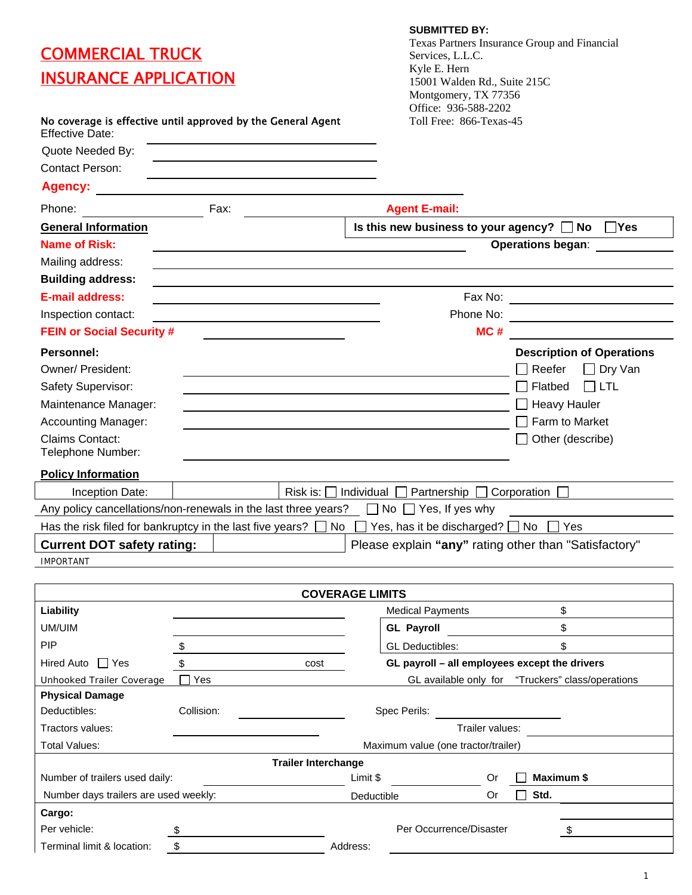# COMMERCIAL TRUCK INSURANCE APPLICATION

**SUBMITTED BY:**
Texas Partners Insurance Group and Financial Services, L.L.C.
Kyle E. Hern
15001 Walden Rd., Suite 215C
Montgomery, TX 77356
Office: 936-588-2202
Toll Free: 866-Texas-45

**No coverage is effective until approved by the General Agent**

Effective Date: ____________________

Quote Needed By: ____________________

Contact Person: ____________________

**Agency:** ____________________

Phone: ____________ Fax: ____________ **Agent E-mail:**

**General Information**

**Is this new business to your agency?** ☐ **No** ☐ **Yes**

**Name of Risk:** ____________________ **Operations began**: ____________

Mailing address: ____________________

**Building address:** ____________________

**E-mail address:** ____________________ Fax No: ____________

Inspection contact: ____________________ Phone No: ____________

**FEIN or Social Security #** ____________ **MC #** ____________

**Personnel:**

Owner/ President: ____________________

Safety Supervisor: ____________________

Maintenance Manager: ____________________

Accounting Manager: ____________________

Claims Contact: 
Telephone Number: ____________________

**Description of Operations**

☐ Reefer ☐ Dry Van
☐ Flatbed ☐ LTL
☐ Heavy Hauler
☐ Farm to Market
☐ Other (describe)

**Policy Information**

| Inception Date: | | Risk is: ☐ Individual ☐ Partnership ☐ Corporation ☐ |
|---|---|---|

Any policy cancellations/non-renewals in the last three years? ☐ No ☐ Yes, If yes why ____________

Has the risk filed for bankruptcy in the last five years? ☐ No ☐ Yes, has it be discharged? ☐ No ☐ Yes

| **Current DOT safety rating:** | | Please explain **"any"** rating other than "Satisfactory" |
|---|---|---|

IMPORTANT

## COVERAGE LIMITS

| | | | |
|---|---|---|---|
| **Liability** | | Medical Payments | $ |
| UM/UIM | | **GL Payroll** | $ |
| PIP | $ | GL Deductibles: | $ |
| Hired Auto ☐ Yes | $ cost | **GL payroll – all employees except the drivers** | |
| Unhooked Trailer Coverage | ☐ Yes | GL available only for "Truckers" class/operations | |

**Physical Damage**

| | | | |
|---|---|---|---|
| Deductibles: | Collision: | Spec Perils: | |
| Tractors values: | | Trailer values: | |
| Total Values: | | Maximum value (one tractor/trailer) | |

**Trailer Interchange**

| | | | | |
|---|---|---|---|---|
| Number of trailers used daily: | | Limit $ | Or | ☐ **Maximum $** |
| Number days trailers are used weekly: | | Deductible | Or | ☐ **Std.** |

**Cargo:**

| | | | |
|---|---|---|---|
| Per vehicle: | $ | Per Occurrence/Disaster | $ |
| Terminal limit & location: | $ | Address: | |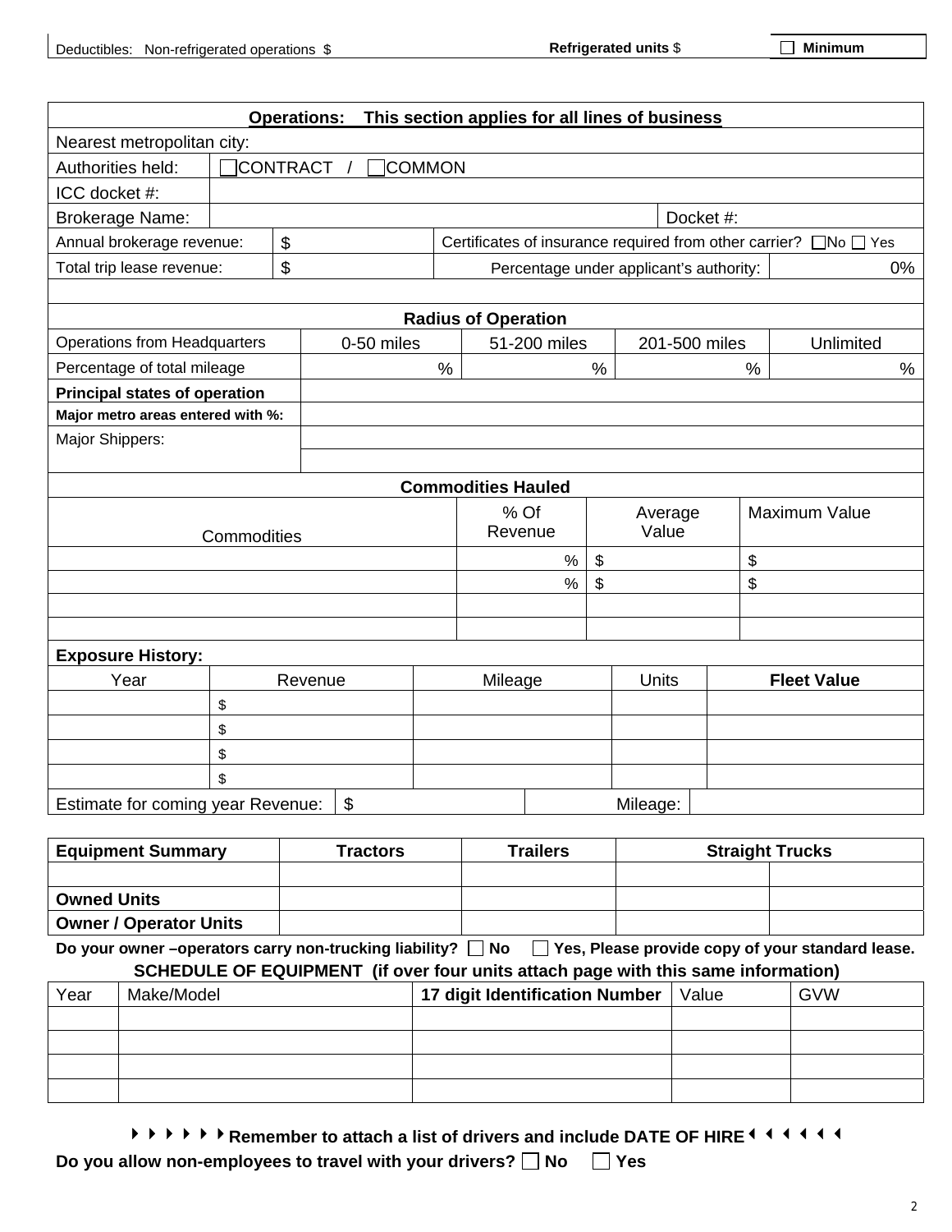Deductibles: Non-refrigerated operations $ | **Refrigerated units** $ | ☐ **Minimum**

| **Operations: This section applies for all lines of business** | | | |
|---|---|---|---|
| Nearest metropolitan city: | | | |
| Authorities held: | ☐CONTRACT / ☐COMMON | | |
| ICC docket #: | | | |
| Brokerage Name: | | Docket #: | |
| Annual brokerage revenue: | $ | Certificates of insurance required from other carrier? ☐No ☐ Yes | |
| Total trip lease revenue: | $ | Percentage under applicant's authority: | 0% |

| **Radius of Operation** | | | | |
|---|---|---|---|---|
| Operations from Headquarters | 0-50 miles | 51-200 miles | 201-500 miles | Unlimited |
| Percentage of total mileage | % | % | % | % |
| **Principal states of operation** | | | | |
| **Major metro areas entered with %:** | | | | |
| Major Shippers: | | | | |
| | | | | |

| **Commodities Hauled** | | | |
|---|---|---|---|
| Commodities | % Of Revenue | Average Value | Maximum Value |
| | % | $ | $ |
| | % | $ | $ |
| | | | |
| | | | |

**Exposure History:**

| Year | Revenue | Mileage | Units | **Fleet Value** |
|---|---|---|---|---|
| | $ | | | |
| | $ | | | |
| | $ | | | |
| | $ | | | |

Estimate for coming year Revenue: $ | Mileage:

| **Equipment Summary** | **Tractors** | **Trailers** | **Straight Trucks** | |
|---|---|---|---|---|
| | | | | |
| **Owned Units** | | | | |
| **Owner / Operator Units** | | | | |

**Do your owner –operators carry non-trucking liability?** ☐ **No** ☐ **Yes, Please provide copy of your standard lease.**

**SCHEDULE OF EQUIPMENT (if over four units attach page with this same information)**

| Year | Make/Model | **17 digit Identification Number** | Value | GVW |
|---|---|---|---|---|
| | | | | |
| | | | | |
| | | | | |
| | | | | |

**Remember to attach a list of drivers and include DATE OF HIRE**

**Do you allow non-employees to travel with your drivers?** ☐ **No** ☐ **Yes**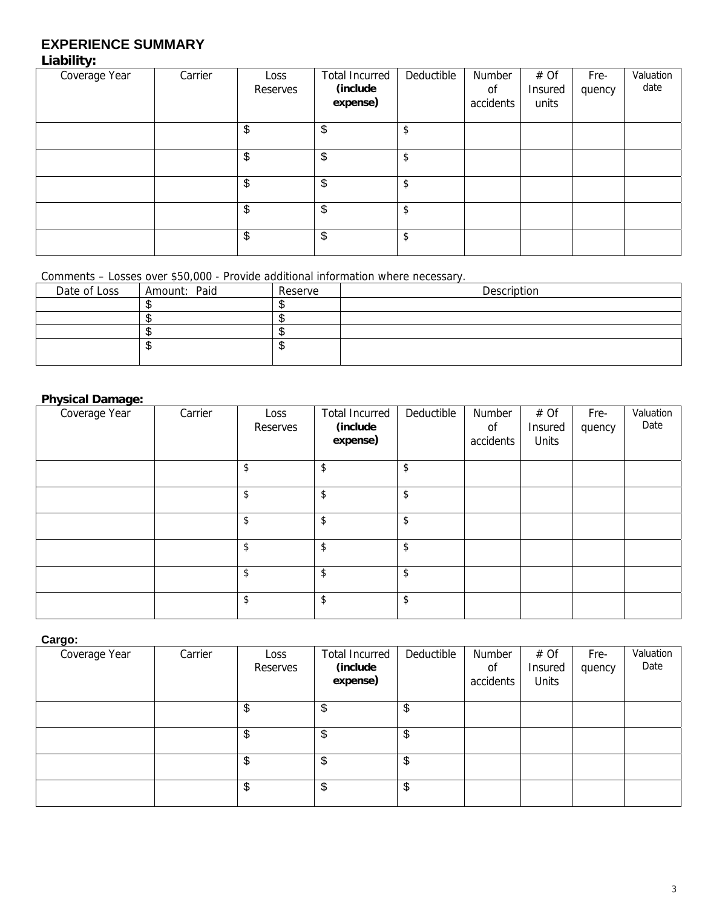# EXPERIENCE SUMMARY

**Liability:**

| Coverage Year | Carrier | Loss Reserves | Total Incurred **(include expense)** | Deductible | Number of accidents | # Of Insured units | Fre-quency | Valuation date |
|---|---|---|---|---|---|---|---|---|
| | | $ | $ | $ | | | | |
| | | $ | $ | $ | | | | |
| | | $ | $ | $ | | | | |
| | | $ | $ | $ | | | | |
| | | $ | $ | $ | | | | |

Comments – Losses over $50,000 - Provide additional information where necessary.

| Date of Loss | Amount: Paid | Reserve | Description |
|---|---|---|---|
| | $ | $ | |
| | $ | $ | |
| | $ | $ | |
| | $ | $ | |

**Physical Damage:**

| Coverage Year | Carrier | Loss Reserves | Total Incurred **(include expense)** | Deductible | Number of accidents | # Of Insured Units | Fre-quency | Valuation Date |
|---|---|---|---|---|---|---|---|---|
| | | $ | $ | $ | | | | |
| | | $ | $ | $ | | | | |
| | | $ | $ | $ | | | | |
| | | $ | $ | $ | | | | |
| | | $ | $ | $ | | | | |
| | | $ | $ | $ | | | | |

**Cargo:**

| Coverage Year | Carrier | Loss Reserves | Total Incurred **(include expense)** | Deductible | Number of accidents | # Of Insured Units | Fre-quency | Valuation Date |
|---|---|---|---|---|---|---|---|---|
| | | $ | $ | $ | | | | |
| | | $ | $ | $ | | | | |
| | | $ | $ | $ | | | | |
| | | $ | $ | $ | | | | |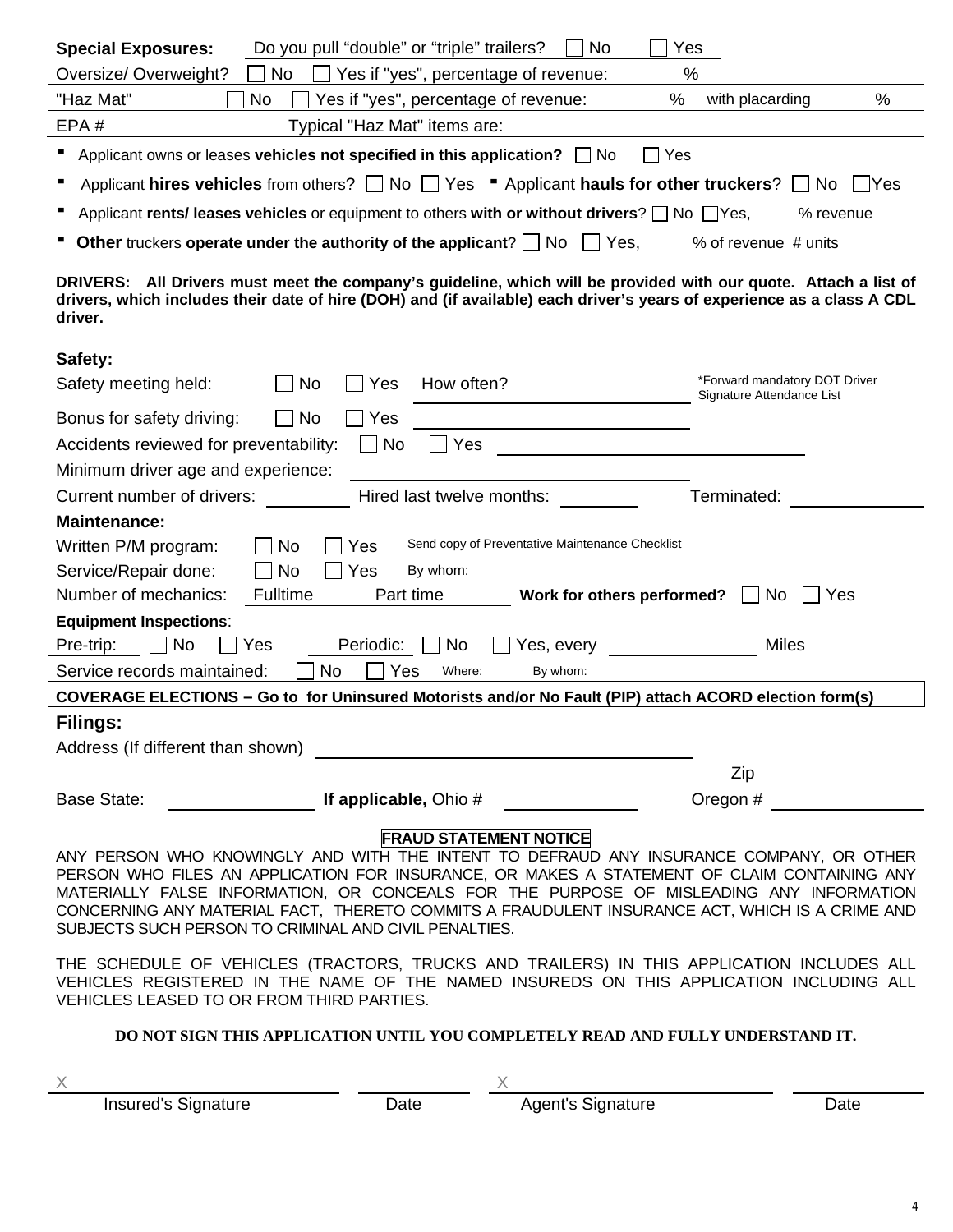**Special Exposures:** Do you pull "double" or "triple" trailers? ☐ No ☐ Yes

Oversize/ Overweight? ☐ No ☐ Yes if "yes", percentage of revenue: %

"Haz Mat" ☐ No ☐ Yes if "yes", percentage of revenue: % with placarding %

EPA # Typical "Haz Mat" items are:

- Applicant owns or leases **vehicles not specified in this application?** ☐ No ☐ Yes
- Applicant **hires vehicles** from others? ☐ No ☐ Yes
- Applicant **hauls for other truckers**? ☐ No ☐ Yes
- Applicant **rents/ leases vehicles** or equipment to others **with or without drivers**? ☐ No ☐ Yes, % revenue
- **Other** truckers **operate under the authority of the applicant**? ☐ No ☐ Yes, % of revenue # units

**DRIVERS: All Drivers must meet the company's guideline, which will be provided with our quote. Attach a list of drivers, which includes their date of hire (DOH) and (if available) each driver's years of experience as a class A CDL driver.**

**Safety:**

Safety meeting held: ☐ No ☐ Yes How often? ________ *Forward mandatory DOT Driver Signature Attendance List

Bonus for safety driving: ☐ No ☐ Yes ________

Accidents reviewed for preventability: ☐ No ☐ Yes ________

Minimum driver age and experience: ________

Current number of drivers: ________ Hired last twelve months: ________ Terminated: ________

**Maintenance:**

Written P/M program: ☐ No ☐ Yes Send copy of Preventative Maintenance Checklist

Service/Repair done: ☐ No ☐ Yes By whom:

Number of mechanics: Fulltime Part time **Work for others performed?** ☐ No ☐ Yes

**Equipment Inspections**:

Pre-trip: ☐ No ☐ Yes Periodic: ☐ No ☐ Yes, every ________ Miles

Service records maintained: ☐ No ☐ Yes Where: By whom:

**COVERAGE ELECTIONS – Go to for Uninsured Motorists and/or No Fault (PIP) attach ACORD election form(s)**

**Filings:**

Address (If different than shown) ________

________ Zip ________

Base State: ________ **If applicable,** Ohio # ________ Oregon # ________

**FRAUD STATEMENT NOTICE**

ANY PERSON WHO KNOWINGLY AND WITH THE INTENT TO DEFRAUD ANY INSURANCE COMPANY, OR OTHER PERSON WHO FILES AN APPLICATION FOR INSURANCE, OR MAKES A STATEMENT OF CLAIM CONTAINING ANY MATERIALLY FALSE INFORMATION, OR CONCEALS FOR THE PURPOSE OF MISLEADING ANY INFORMATION CONCERNING ANY MATERIAL FACT, THERETO COMMITS A FRAUDULENT INSURANCE ACT, WHICH IS A CRIME AND SUBJECTS SUCH PERSON TO CRIMINAL AND CIVIL PENALTIES.

THE SCHEDULE OF VEHICLES (TRACTORS, TRUCKS AND TRAILERS) IN THIS APPLICATION INCLUDES ALL VEHICLES REGISTERED IN THE NAME OF THE NAMED INSUREDS ON THIS APPLICATION INCLUDING ALL VEHICLES LEASED TO OR FROM THIRD PARTIES.

**DO NOT SIGN THIS APPLICATION UNTIL YOU COMPLETELY READ AND FULLY UNDERSTAND IT.**

| | | | |
|---|---|---|---|
| X | | X | |
| Insured's Signature | Date | Agent's Signature | Date |